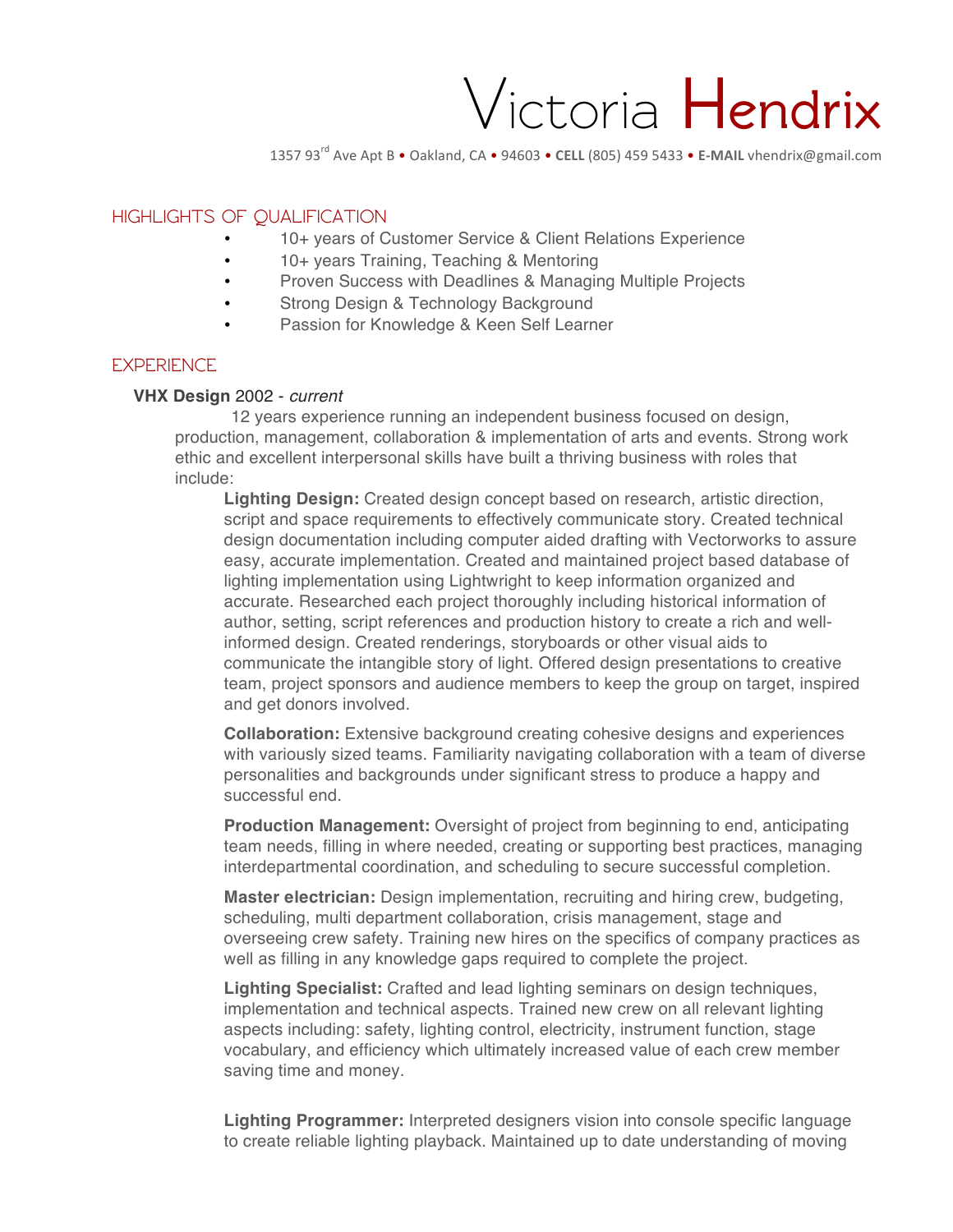# Victoria Hendrix

1357 93rd Ave Apt B • Oakland, CA • 94603 • **CELL** (805) 459 5433 • **E-MAIL** vhendrix@gmail.com

## HIGHLIGHTS OF QUALIFICATION

- 10+ years of Customer Service & Client Relations Experience
- 10+ years Training, Teaching & Mentoring
- Proven Success with Deadlines & Managing Multiple Projects
- Strong Design & Technology Background
- Passion for Knowledge & Keen Self Learner

## EXPERIENCE

**VHX Design** 2002 - *current*

12 years experience running an independent business focused on design, production, management, collaboration & implementation of arts and events. Strong work ethic and excellent interpersonal skills have built a thriving business with roles that include:

**Lighting Design:** Created design concept based on research, artistic direction, script and space requirements to effectively communicate story. Created technical design documentation including computer aided drafting with Vectorworks to assure easy, accurate implementation. Created and maintained project based database of lighting implementation using Lightwright to keep information organized and accurate. Researched each project thoroughly including historical information of author, setting, script references and production history to create a rich and well-informed design. Created renderings, storyboards or other visual aids to communicate the intangible story of light. Offered design presentations to creative team, project sponsors and audience members to keep the group on target, inspired and get donors involved.

**Collaboration:** Extensive background creating cohesive designs and experiences with variously sized teams. Familiarity navigating collaboration with a team of diverse personalities and backgrounds under significant stress to produce a happy and successful end.

**Production Management:** Oversight of project from beginning to end, anticipating team needs, filling in where needed, creating or supporting best practices, managing interdepartmental coordination, and scheduling to secure successful completion.

**Master electrician:** Design implementation, recruiting and hiring crew, budgeting, scheduling, multi department collaboration, crisis management, stage and overseeing crew safety. Training new hires on the specifics of company practices as well as filling in any knowledge gaps required to complete the project.

**Lighting Specialist:** Crafted and lead lighting seminars on design techniques, implementation and technical aspects. Trained new crew on all relevant lighting aspects including: safety, lighting control, electricity, instrument function, stage vocabulary, and efficiency which ultimately increased value of each crew member saving time and money.

**Lighting Programmer:** Interpreted designers vision into console specific language to create reliable lighting playback. Maintained up to date understanding of moving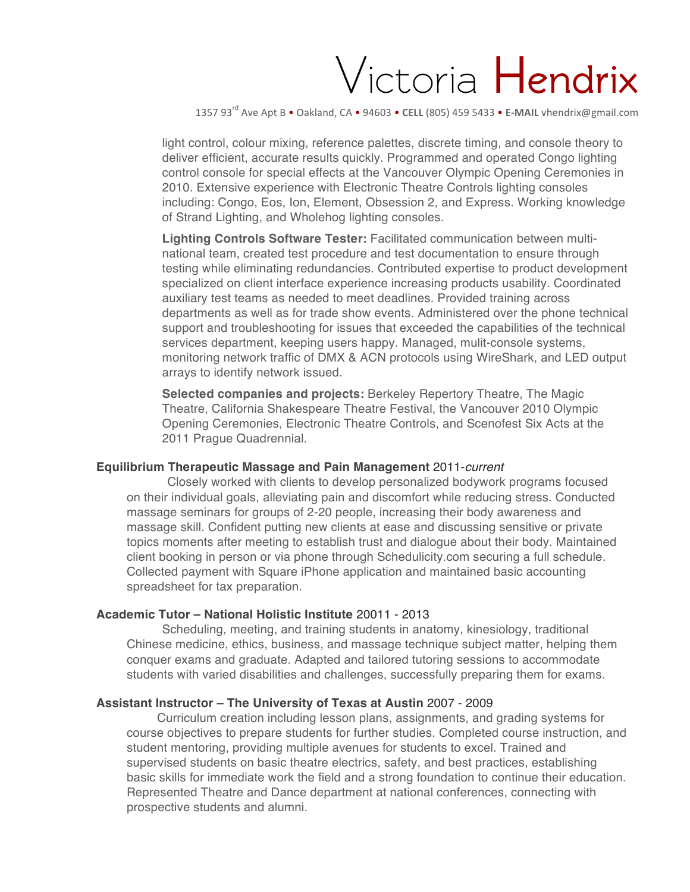# Victoria Hendrix

1357 93rd Ave Apt B • Oakland, CA • 94603 • **CELL** (805) 459 5433 • **E-MAIL** vhendrix@gmail.com

light control, colour mixing, reference palettes, discrete timing, and console theory to deliver efficient, accurate results quickly. Programmed and operated Congo lighting control console for special effects at the Vancouver Olympic Opening Ceremonies in 2010. Extensive experience with Electronic Theatre Controls lighting consoles including: Congo, Eos, Ion, Element, Obsession 2, and Express. Working knowledge of Strand Lighting, and Wholehog lighting consoles.

**Lighting Controls Software Tester:** Facilitated communication between multi-national team, created test procedure and test documentation to ensure through testing while eliminating redundancies. Contributed expertise to product development specialized on client interface experience increasing products usability. Coordinated auxiliary test teams as needed to meet deadlines. Provided training across departments as well as for trade show events. Administered over the phone technical support and troubleshooting for issues that exceeded the capabilities of the technical services department, keeping users happy. Managed, mulit-console systems, monitoring network traffic of DMX & ACN protocols using WireShark, and LED output arrays to identify network issued.

**Selected companies and projects:** Berkeley Repertory Theatre, The Magic Theatre, California Shakespeare Theatre Festival, the Vancouver 2010 Olympic Opening Ceremonies, Electronic Theatre Controls, and Scenofest Six Acts at the 2011 Prague Quadrennial.

**Equilibrium Therapeutic Massage and Pain Management** 2011-*current*

Closely worked with clients to develop personalized bodywork programs focused on their individual goals, alleviating pain and discomfort while reducing stress. Conducted massage seminars for groups of 2-20 people, increasing their body awareness and massage skill. Confident putting new clients at ease and discussing sensitive or private topics moments after meeting to establish trust and dialogue about their body. Maintained client booking in person or via phone through Schedulicity.com securing a full schedule. Collected payment with Square iPhone application and maintained basic accounting spreadsheet for tax preparation.

**Academic Tutor – National Holistic Institute** 20011 - 2013

Scheduling, meeting, and training students in anatomy, kinesiology, traditional Chinese medicine, ethics, business, and massage technique subject matter, helping them conquer exams and graduate. Adapted and tailored tutoring sessions to accommodate students with varied disabilities and challenges, successfully preparing them for exams.

**Assistant Instructor – The University of Texas at Austin** 2007 - 2009

Curriculum creation including lesson plans, assignments, and grading systems for course objectives to prepare students for further studies. Completed course instruction, and student mentoring, providing multiple avenues for students to excel. Trained and supervised students on basic theatre electrics, safety, and best practices, establishing basic skills for immediate work the field and a strong foundation to continue their education. Represented Theatre and Dance department at national conferences, connecting with prospective students and alumni.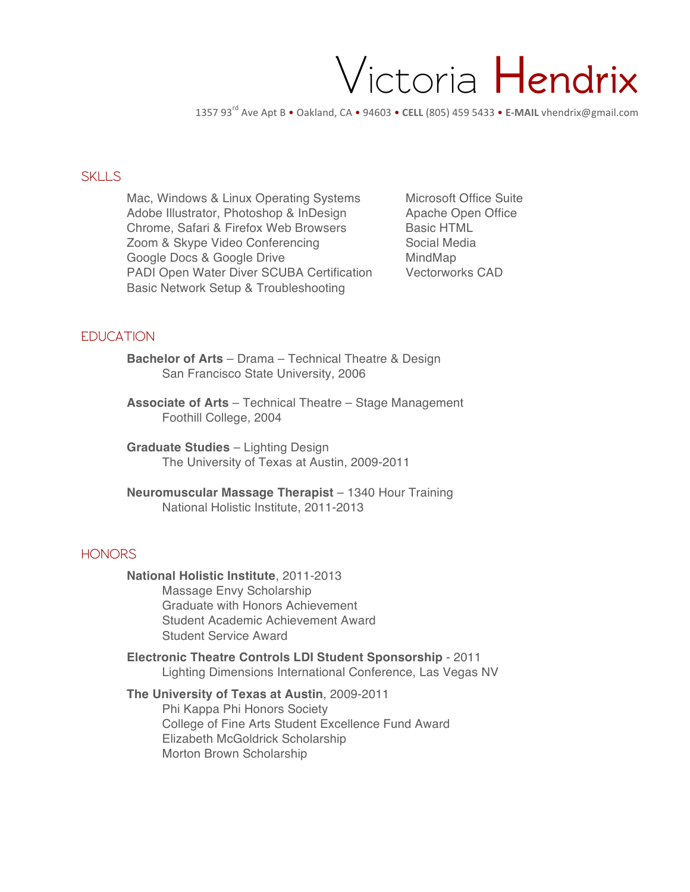# Victoria Hendrix

1357 93rd Ave Apt B • Oakland, CA • 94603 • **CELL** (805) 459 5433 • **E-MAIL** vhendrix@gmail.com

## SKLLS

- Mac, Windows & Linux Operating Systems
- Adobe Illustrator, Photoshop & InDesign
- Chrome, Safari & Firefox Web Browsers
- Zoom & Skype Video Conferencing
- Google Docs & Google Drive
- PADI Open Water Diver SCUBA Certification
- Basic Network Setup & Troubleshooting
- Microsoft Office Suite
- Apache Open Office
- Basic HTML
- Social Media
- MindMap
- Vectorworks CAD

## EDUCATION

**Bachelor of Arts** – Drama – Technical Theatre & Design
San Francisco State University, 2006

**Associate of Arts** – Technical Theatre – Stage Management
Foothill College, 2004

**Graduate Studies** – Lighting Design
The University of Texas at Austin, 2009-2011

**Neuromuscular Massage Therapist** – 1340 Hour Training
National Holistic Institute, 2011-2013

## HONORS

**National Holistic Institute**, 2011-2013
- Massage Envy Scholarship
- Graduate with Honors Achievement
- Student Academic Achievement Award
- Student Service Award

**Electronic Theatre Controls LDI Student Sponsorship** - 2011
- Lighting Dimensions International Conference, Las Vegas NV

**The University of Texas at Austin**, 2009-2011
- Phi Kappa Phi Honors Society
- College of Fine Arts Student Excellence Fund Award
- Elizabeth McGoldrick Scholarship
- Morton Brown Scholarship